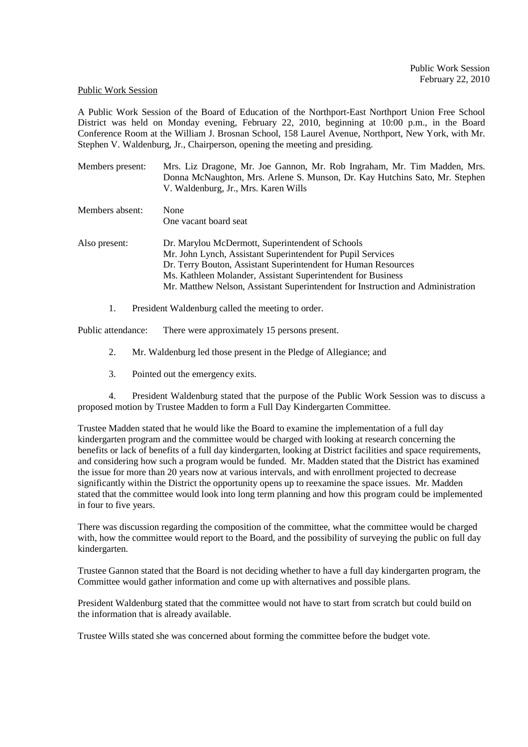Public Work Session
February 22, 2010

Public Work Session

A Public Work Session of the Board of Education of the Northport-East Northport Union Free School District was held on Monday evening, February 22, 2010, beginning at 10:00 p.m., in the Board Conference Room at the William J. Brosnan School, 158 Laurel Avenue, Northport, New York, with Mr. Stephen V. Waldenburg, Jr., Chairperson, opening the meeting and presiding.

Members present: Mrs. Liz Dragone, Mr. Joe Gannon, Mr. Rob Ingraham, Mr. Tim Madden, Mrs. Donna McNaughton, Mrs. Arlene S. Munson, Dr. Kay Hutchins Sato, Mr. Stephen V. Waldenburg, Jr., Mrs. Karen Wills

Members absent: None
One vacant board seat

Also present: Dr. Marylou McDermott, Superintendent of Schools
Mr. John Lynch, Assistant Superintendent for Pupil Services
Dr. Terry Bouton, Assistant Superintendent for Human Resources
Ms. Kathleen Molander, Assistant Superintendent for Business
Mr. Matthew Nelson, Assistant Superintendent for Instruction and Administration

1. President Waldenburg called the meeting to order.

Public attendance: There were approximately 15 persons present.

2. Mr. Waldenburg led those present in the Pledge of Allegiance; and

3. Pointed out the emergency exits.

4. President Waldenburg stated that the purpose of the Public Work Session was to discuss a proposed motion by Trustee Madden to form a Full Day Kindergarten Committee.

Trustee Madden stated that he would like the Board to examine the implementation of a full day kindergarten program and the committee would be charged with looking at research concerning the benefits or lack of benefits of a full day kindergarten, looking at District facilities and space requirements, and considering how such a program would be funded. Mr. Madden stated that the District has examined the issue for more than 20 years now at various intervals, and with enrollment projected to decrease significantly within the District the opportunity opens up to reexamine the space issues. Mr. Madden stated that the committee would look into long term planning and how this program could be implemented in four to five years.

There was discussion regarding the composition of the committee, what the committee would be charged with, how the committee would report to the Board, and the possibility of surveying the public on full day kindergarten.

Trustee Gannon stated that the Board is not deciding whether to have a full day kindergarten program, the Committee would gather information and come up with alternatives and possible plans.

President Waldenburg stated that the committee would not have to start from scratch but could build on the information that is already available.

Trustee Wills stated she was concerned about forming the committee before the budget vote.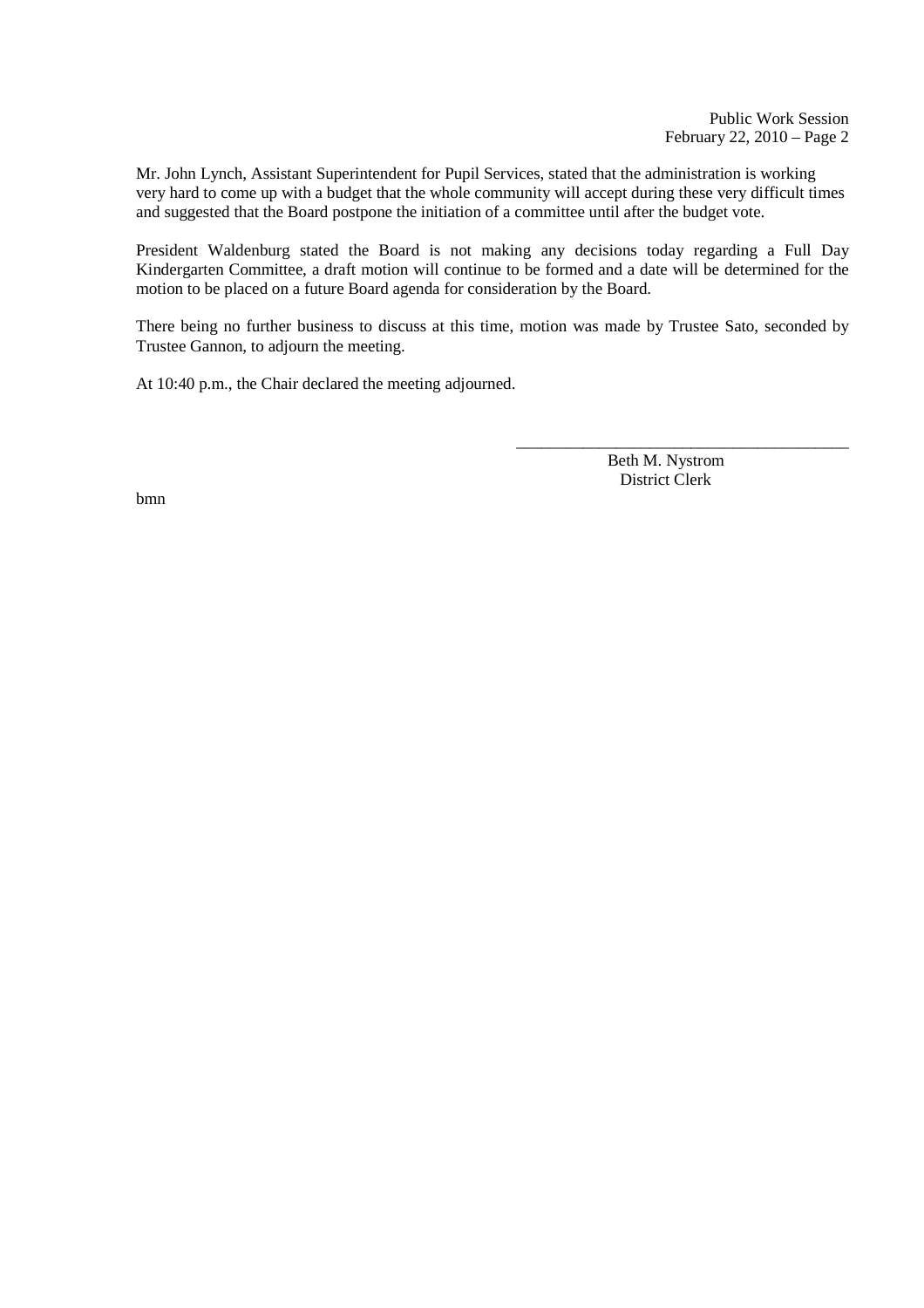Mr. John Lynch, Assistant Superintendent for Pupil Services, stated that the administration is working very hard to come up with a budget that the whole community will accept during these very difficult times and suggested that the Board postpone the initiation of a committee until after the budget vote.

President Waldenburg stated the Board is not making any decisions today regarding a Full Day Kindergarten Committee, a draft motion will continue to be formed and a date will be determined for the motion to be placed on a future Board agenda for consideration by the Board.

There being no further business to discuss at this time, motion was made by Trustee Sato, seconded by Trustee Gannon, to adjourn the meeting.

At 10:40 p.m., the Chair declared the meeting adjourned.

\_\_\_\_\_\_\_\_\_\_\_\_\_\_\_\_\_\_\_\_\_\_\_\_\_\_\_\_\_\_\_\_\_\_\_\_\_\_\_\_

Beth M. Nystrom
District Clerk

bmn